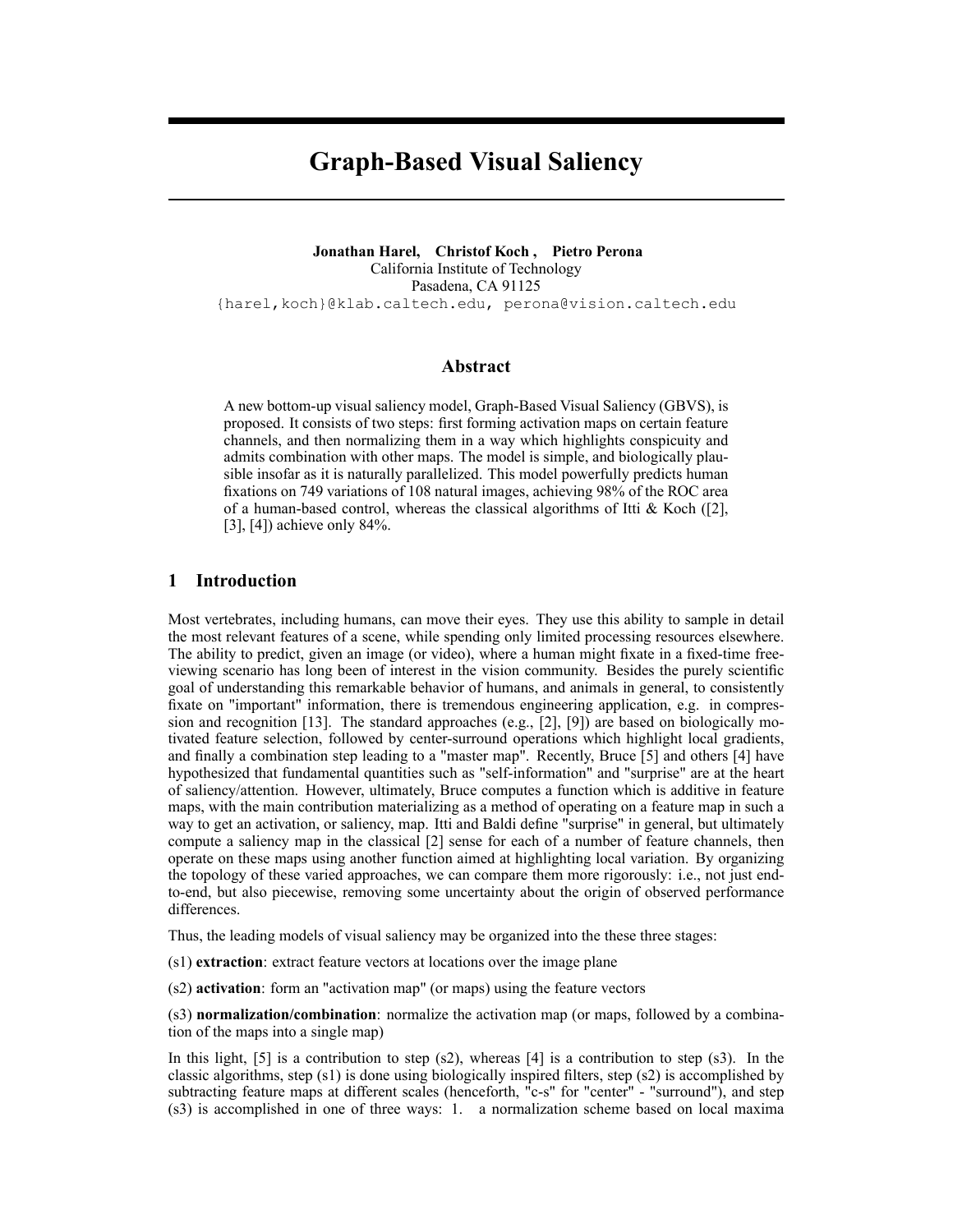# Graph-Based Visual Saliency

**Jonathan Harel, Christof Koch , Pietro Perona**
California Institute of Technology
Pasadena, CA 91125
{harel,koch}@klab.caltech.edu, perona@vision.caltech.edu

## Abstract

A new bottom-up visual saliency model, Graph-Based Visual Saliency (GBVS), is proposed. It consists of two steps: first forming activation maps on certain feature channels, and then normalizing them in a way which highlights conspicuity and admits combination with other maps. The model is simple, and biologically plausible insofar as it is naturally parallelized. This model powerfully predicts human fixations on 749 variations of 108 natural images, achieving 98% of the ROC area of a human-based control, whereas the classical algorithms of Itti & Koch ([2], [3], [4]) achieve only 84%.

## 1 Introduction

Most vertebrates, including humans, can move their eyes. They use this ability to sample in detail the most relevant features of a scene, while spending only limited processing resources elsewhere. The ability to predict, given an image (or video), where a human might fixate in a fixed-time free-viewing scenario has long been of interest in the vision community. Besides the purely scientific goal of understanding this remarkable behavior of humans, and animals in general, to consistently fixate on "important" information, there is tremendous engineering application, e.g. in compression and recognition [13]. The standard approaches (e.g., [2], [9]) are based on biologically motivated feature selection, followed by center-surround operations which highlight local gradients, and finally a combination step leading to a "master map". Recently, Bruce [5] and others [4] have hypothesized that fundamental quantities such as "self-information" and "surprise" are at the heart of saliency/attention. However, ultimately, Bruce computes a function which is additive in feature maps, with the main contribution materializing as a method of operating on a feature map in such a way to get an activation, or saliency, map. Itti and Baldi define "surprise" in general, but ultimately compute a saliency map in the classical [2] sense for each of a number of feature channels, then operate on these maps using another function aimed at highlighting local variation. By organizing the topology of these varied approaches, we can compare them more rigorously: i.e., not just end-to-end, but also piecewise, removing some uncertainty about the origin of observed performance differences.

Thus, the leading models of visual saliency may be organized into the these three stages:

(s1) **extraction**: extract feature vectors at locations over the image plane

(s2) **activation**: form an "activation map" (or maps) using the feature vectors

(s3) **normalization/combination**: normalize the activation map (or maps, followed by a combination of the maps into a single map)

In this light, [5] is a contribution to step (s2), whereas [4] is a contribution to step (s3). In the classic algorithms, step (s1) is done using biologically inspired filters, step (s2) is accomplished by subtracting feature maps at different scales (henceforth, "c-s" for "center" - "surround"), and step (s3) is accomplished in one of three ways: 1. a normalization scheme based on local maxima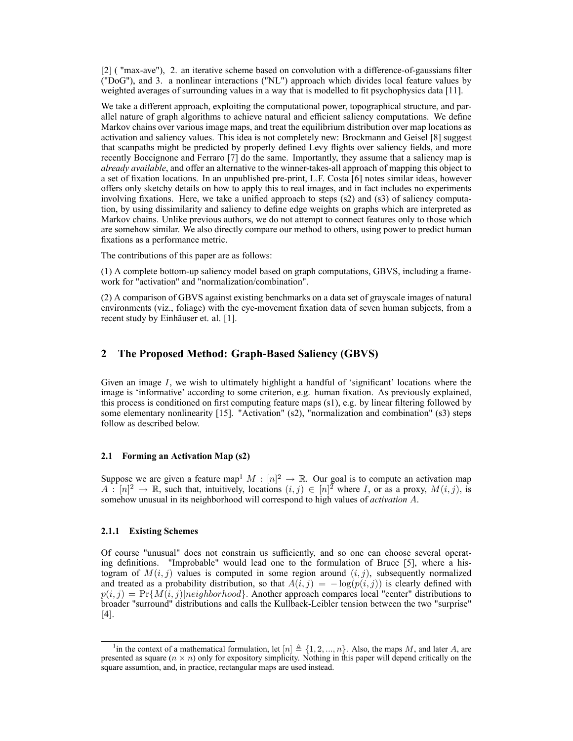[2] ( "max-ave"), 2. an iterative scheme based on convolution with a difference-of-gaussians filter ("DoG"), and 3. a nonlinear interactions ("NL") approach which divides local feature values by weighted averages of surrounding values in a way that is modelled to fit psychophysics data [11].

We take a different approach, exploiting the computational power, topographical structure, and parallel nature of graph algorithms to achieve natural and efficient saliency computations. We define Markov chains over various image maps, and treat the equilibrium distribution over map locations as activation and saliency values. This idea is not completely new: Brockmann and Geisel [8] suggest that scanpaths might be predicted by properly defined Levy flights over saliency fields, and more recently Boccignone and Ferraro [7] do the same. Importantly, they assume that a saliency map is *already available*, and offer an alternative to the winner-takes-all approach of mapping this object to a set of fixation locations. In an unpublished pre-print, L.F. Costa [6] notes similar ideas, however offers only sketchy details on how to apply this to real images, and in fact includes no experiments involving fixations. Here, we take a unified approach to steps (s2) and (s3) of saliency computation, by using dissimilarity and saliency to define edge weights on graphs which are interpreted as Markov chains. Unlike previous authors, we do not attempt to connect features only to those which are somehow similar. We also directly compare our method to others, using power to predict human fixations as a performance metric.

The contributions of this paper are as follows:

(1) A complete bottom-up saliency model based on graph computations, GBVS, including a framework for "activation" and "normalization/combination".

(2) A comparison of GBVS against existing benchmarks on a data set of grayscale images of natural environments (viz., foliage) with the eye-movement fixation data of seven human subjects, from a recent study by Einhäuser et. al. [1].

## 2 The Proposed Method: Graph-Based Saliency (GBVS)

Given an image $I$, we wish to ultimately highlight a handful of 'significant' locations where the image is 'informative' according to some criterion, e.g. human fixation. As previously explained, this process is conditioned on first computing feature maps (s1), e.g. by linear filtering followed by some elementary nonlinearity [15]. "Activation" (s2), "normalization and combination" (s3) steps follow as described below.

### 2.1 Forming an Activation Map (s2)

Suppose we are given a feature map[1] $M : [n]^2 \rightarrow \mathbb{R}$. Our goal is to compute an activation map $A : [n]^2 \rightarrow \mathbb{R}$, such that, intuitively, locations $(i, j) \in [n]^2$ where $I$, or as a proxy, $M(i, j)$, is somehow unusual in its neighborhood will correspond to high values of *activation* $A$.

#### 2.1.1 Existing Schemes

Of course "unusual" does not constrain us sufficiently, and so one can choose several operating definitions. "Improbable" would lead one to the formulation of Bruce [5], where a histogram of $M(i, j)$ values is computed in some region around $(i, j)$, subsequently normalized and treated as a probability distribution, so that $A(i, j) = -\log(p(i, j))$ is clearly defined with $p(i, j) = \Pr\{M(i, j)|neighborhood\}$. Another approach compares local "center" distributions to broader "surround" distributions and calls the Kullback-Leibler tension between the two "surprise" [4].

[1] in the context of a mathematical formulation, let $[n] \triangleq \{1, 2, ..., n\}$. Also, the maps $M$, and later $A$, are presented as square ($n \times n$) only for expository simplicity. Nothing in this paper will depend critically on the square assumtion, and, in practice, rectangular maps are used instead.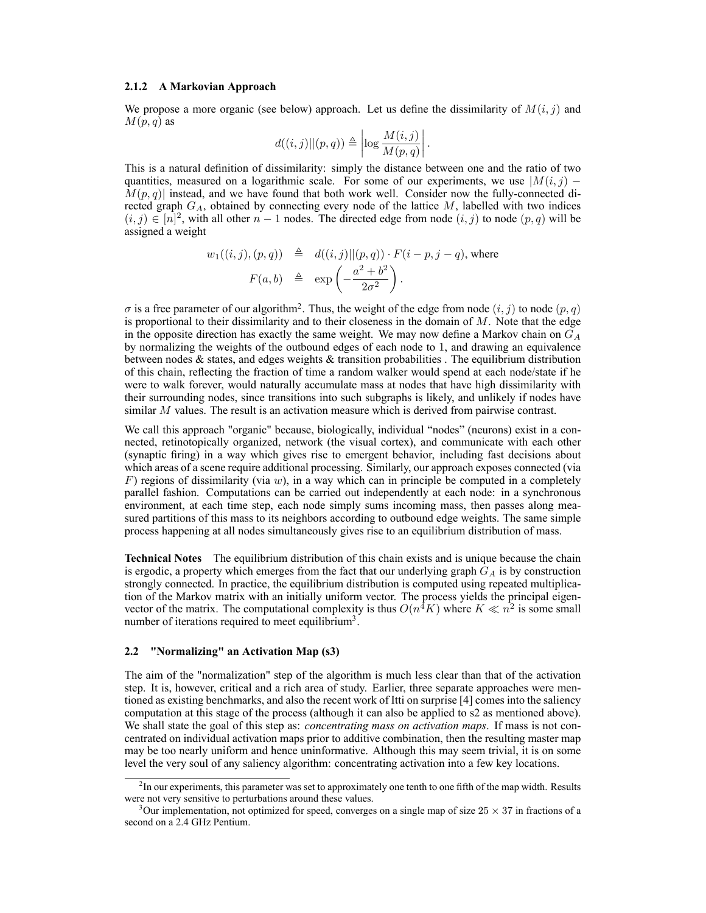### 2.1.2 A Markovian Approach

We propose a more organic (see below) approach. Let us define the dissimilarity of $M(i,j)$ and $M(p,q)$ as

$$d((i,j)||(p,q)) \triangleq \left| \log \frac{M(i,j)}{M(p,q)} \right|.$$

This is a natural definition of dissimilarity: simply the distance between one and the ratio of two quantities, measured on a logarithmic scale. For some of our experiments, we use $|M(i,j) - M(p,q)|$ instead, and we have found that both work well. Consider now the fully-connected directed graph $G_A$, obtained by connecting every node of the lattice $M$, labelled with two indices $(i,j) \in [n]^2$, with all other $n-1$ nodes. The directed edge from node $(i,j)$ to node $(p,q)$ will be assigned a weight

$$\begin{aligned} w_1((i,j),(p,q)) &\triangleq d((i,j)||(p,q)) \cdot F(i-p, j-q), \text{ where} \\ F(a,b) &\triangleq \exp\left(-\frac{a^2+b^2}{2\sigma^2}\right). \end{aligned}$$

$\sigma$ is a free parameter of our algorithm[2]. Thus, the weight of the edge from node $(i,j)$ to node $(p,q)$ is proportional to their dissimilarity and to their closeness in the domain of $M$. Note that the edge in the opposite direction has exactly the same weight. We may now define a Markov chain on $G_A$ by normalizing the weights of the outbound edges of each node to 1, and drawing an equivalence between nodes & states, and edges weights & transition probabilities . The equilibrium distribution of this chain, reflecting the fraction of time a random walker would spend at each node/state if he were to walk forever, would naturally accumulate mass at nodes that have high dissimilarity with their surrounding nodes, since transitions into such subgraphs is likely, and unlikely if nodes have similar $M$ values. The result is an activation measure which is derived from pairwise contrast.

We call this approach "organic" because, biologically, individual "nodes" (neurons) exist in a connected, retinotopically organized, network (the visual cortex), and communicate with each other (synaptic firing) in a way which gives rise to emergent behavior, including fast decisions about which areas of a scene require additional processing. Similarly, our approach exposes connected (via $F$) regions of dissimilarity (via $w$), in a way which can in principle be computed in a completely parallel fashion. Computations can be carried out independently at each node: in a synchronous environment, at each time step, each node simply sums incoming mass, then passes along measured partitions of this mass to its neighbors according to outbound edge weights. The same simple process happening at all nodes simultaneously gives rise to an equilibrium distribution of mass.

**Technical Notes** The equilibrium distribution of this chain exists and is unique because the chain is ergodic, a property which emerges from the fact that our underlying graph $G_A$ is by construction strongly connected. In practice, the equilibrium distribution is computed using repeated multiplication of the Markov matrix with an initially uniform vector. The process yields the principal eigenvector of the matrix. The computational complexity is thus $O(n^4 K)$ where $K \ll n^2$ is some small number of iterations required to meet equilibrium[3].

## 2.2 "Normalizing" an Activation Map (s3)

The aim of the "normalization" step of the algorithm is much less clear than that of the activation step. It is, however, critical and a rich area of study. Earlier, three separate approaches were mentioned as existing benchmarks, and also the recent work of Itti on surprise [4] comes into the saliency computation at this stage of the process (although it can also be applied to s2 as mentioned above). We shall state the goal of this step as: *concentrating mass on activation maps*. If mass is not concentrated on individual activation maps prior to additive combination, then the resulting master map may be too nearly uniform and hence uninformative. Although this may seem trivial, it is on some level the very soul of any saliency algorithm: concentrating activation into a few key locations.

[2] In our experiments, this parameter was set to approximately one tenth to one fifth of the map width. Results were not very sensitive to perturbations around these values.

[3] Our implementation, not optimized for speed, converges on a single map of size $25 \times 37$ in fractions of a second on a 2.4 GHz Pentium.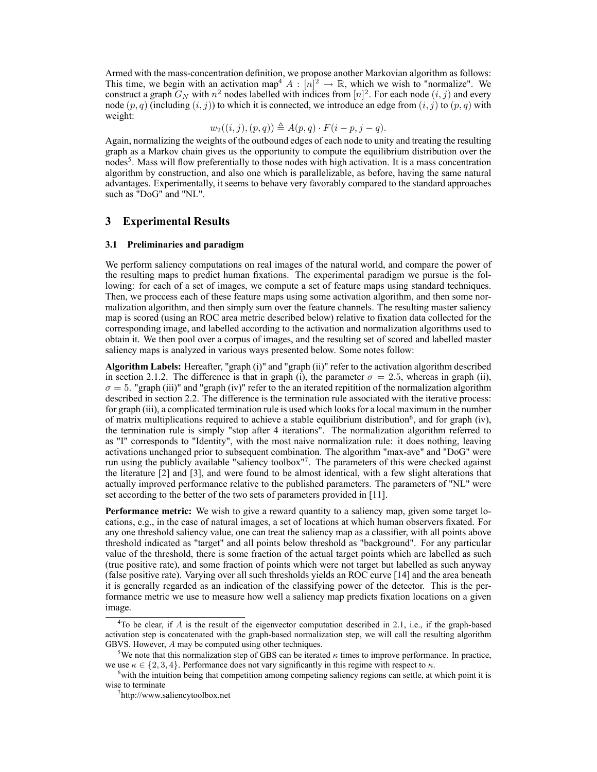Armed with the mass-concentration definition, we propose another Markovian algorithm as follows: This time, we begin with an activation map[4] $A : [n]^2 \rightarrow \mathbb{R}$, which we wish to "normalize". We construct a graph $G_N$ with $n^2$ nodes labelled with indices from $[n]^2$. For each node $(i, j)$ and every node $(p, q)$ (including $(i, j)$) to which it is connected, we introduce an edge from $(i, j)$ to $(p, q)$ with weight:

$$w_2((i, j), (p, q)) \triangleq A(p, q) \cdot F(i - p, j - q).$$

Again, normalizing the weights of the outbound edges of each node to unity and treating the resulting graph as a Markov chain gives us the opportunity to compute the equilibrium distribution over the nodes[5]. Mass will flow preferentially to those nodes with high activation. It is a mass concentration algorithm by construction, and also one which is parallelizable, as before, having the same natural advantages. Experimentally, it seems to behave very favorably compared to the standard approaches such as "DoG" and "NL".

## 3 Experimental Results

### 3.1 Preliminaries and paradigm

We perform saliency computations on real images of the natural world, and compare the power of the resulting maps to predict human fixations. The experimental paradigm we pursue is the following: for each of a set of images, we compute a set of feature maps using standard techniques. Then, we proccess each of these feature maps using some activation algorithm, and then some normalization algorithm, and then simply sum over the feature channels. The resulting master saliency map is scored (using an ROC area metric described below) relative to fixation data collected for the corresponding image, and labelled according to the activation and normalization algorithms used to obtain it. We then pool over a corpus of images, and the resulting set of scored and labelled master saliency maps is analyzed in various ways presented below. Some notes follow:

**Algorithm Labels:** Hereafter, "graph (i)" and "graph (ii)" refer to the activation algorithm described in section 2.1.2. The difference is that in graph (i), the parameter $\sigma = 2.5$, whereas in graph (ii), $\sigma = 5$. "graph (iii)" and "graph (iv)" refer to the an iterated repitition of the normalization algorithm described in section 2.2. The difference is the termination rule associated with the iterative process: for graph (iii), a complicated termination rule is used which looks for a local maximum in the number of matrix multiplications required to achieve a stable equilibrium distribution[6], and for graph (iv), the termination rule is simply "stop after 4 iterations". The normalization algorithm referred to as "I" corresponds to "Identity", with the most naive normalization rule: it does nothing, leaving activations unchanged prior to subsequent combination. The algorithm "max-ave" and "DoG" were run using the publicly available "saliency toolbox"[7]. The parameters of this were checked against the literature [2] and [3], and were found to be almost identical, with a few slight alterations that actually improved performance relative to the published parameters. The parameters of "NL" were set according to the better of the two sets of parameters provided in [11].

**Performance metric:** We wish to give a reward quantity to a saliency map, given some target locations, e.g., in the case of natural images, a set of locations at which human observers fixated. For any one threshold saliency value, one can treat the saliency map as a classifier, with all points above threshold indicated as "target" and all points below threshold as "background". For any particular value of the threshold, there is some fraction of the actual target points which are labelled as such (true positive rate), and some fraction of points which were not target but labelled as such anyway (false positive rate). Varying over all such thresholds yields an ROC curve [14] and the area beneath it is generally regarded as an indication of the classifying power of the detector. This is the performance metric we use to measure how well a saliency map predicts fixation locations on a given image.

---

[4] To be clear, if $A$ is the result of the eigenvector computation described in 2.1, i.e., if the graph-based activation step is concatenated with the graph-based normalization step, we will call the resulting algorithm GBVS. However, $A$ may be computed using other techniques.

[5] We note that this normalization step of GBS can be iterated $\kappa$ times to improve performance. In practice, we use $\kappa \in \{2, 3, 4\}$. Performance does not vary significantly in this regime with respect to $\kappa$.

[6] with the intuition being that competition among competing saliency regions can settle, at which point it is wise to terminate

[7] http://www.saliencytoolbox.net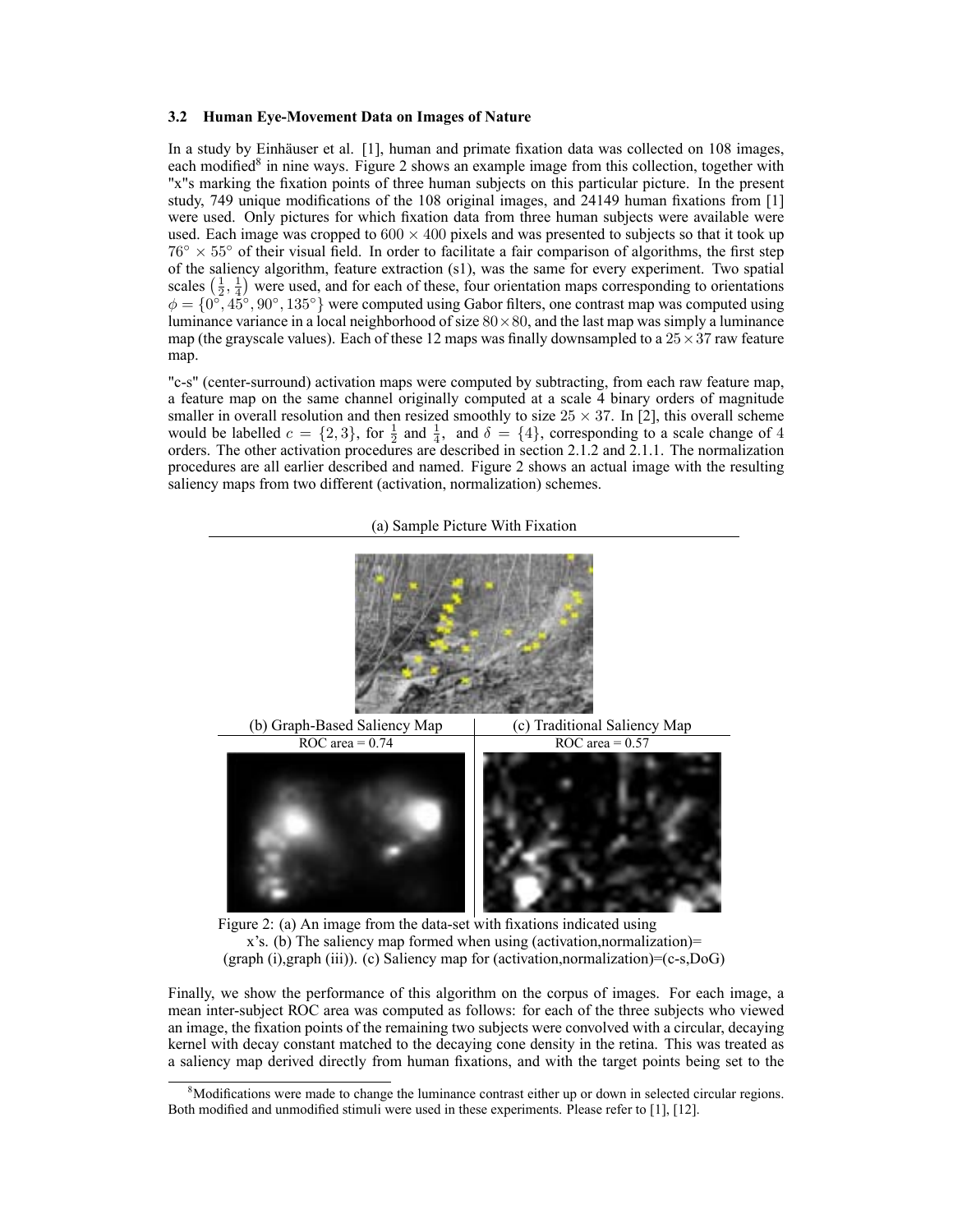### 3.2 Human Eye-Movement Data on Images of Nature

In a study by Einhäuser et al. [1], human and primate fixation data was collected on 108 images, each modified[8] in nine ways. Figure 2 shows an example image from this collection, together with "x"s marking the fixation points of three human subjects on this particular picture. In the present study, 749 unique modifications of the 108 original images, and 24149 human fixations from [1] were used. Only pictures for which fixation data from three human subjects were available were used. Each image was cropped to $600 \times 400$ pixels and was presented to subjects so that it took up $76^\circ \times 55^\circ$ of their visual field. In order to facilitate a fair comparison of algorithms, the first step of the saliency algorithm, feature extraction (s1), was the same for every experiment. Two spatial scales $\left(\frac{1}{2}, \frac{1}{4}\right)$ were used, and for each of these, four orientation maps corresponding to orientations $\phi = \{0^\circ, 45^\circ, 90^\circ, 135^\circ\}$ were computed using Gabor filters, one contrast map was computed using luminance variance in a local neighborhood of size $80 \times 80$, and the last map was simply a luminance map (the grayscale values). Each of these 12 maps was finally downsampled to a $25 \times 37$ raw feature map.

"c-s" (center-surround) activation maps were computed by subtracting, from each raw feature map, a feature map on the same channel originally computed at a scale 4 binary orders of magnitude smaller in overall resolution and then resized smoothly to size $25 \times 37$. In [2], this overall scheme would be labelled $c = \{2, 3\}$, for $\frac{1}{2}$ and $\frac{1}{4}$, and $\delta = \{4\}$, corresponding to a scale change of 4 orders. The other activation procedures are described in section 2.1.2 and 2.1.1. The normalization procedures are all earlier described and named. Figure 2 shows an actual image with the resulting saliency maps from two different (activation, normalization) schemes.

(a) Sample Picture With Fixation

(b) Graph-Based Saliency Map — ROC area = 0.74

(c) Traditional Saliency Map — ROC area = 0.57

Figure 2: (a) An image from the data-set with fixations indicated using x's. (b) The saliency map formed when using (activation,normalization)= (graph (i),graph (iii)). (c) Saliency map for (activation,normalization)=(c-s,DoG)

Finally, we show the performance of this algorithm on the corpus of images. For each image, a mean inter-subject ROC area was computed as follows: for each of the three subjects who viewed an image, the fixation points of the remaining two subjects were convolved with a circular, decaying kernel with decay constant matched to the decaying cone density in the retina. This was treated as a saliency map derived directly from human fixations, and with the target points being set to the

[8] Modifications were made to change the luminance contrast either up or down in selected circular regions. Both modified and unmodified stimuli were used in these experiments. Please refer to [1], [12].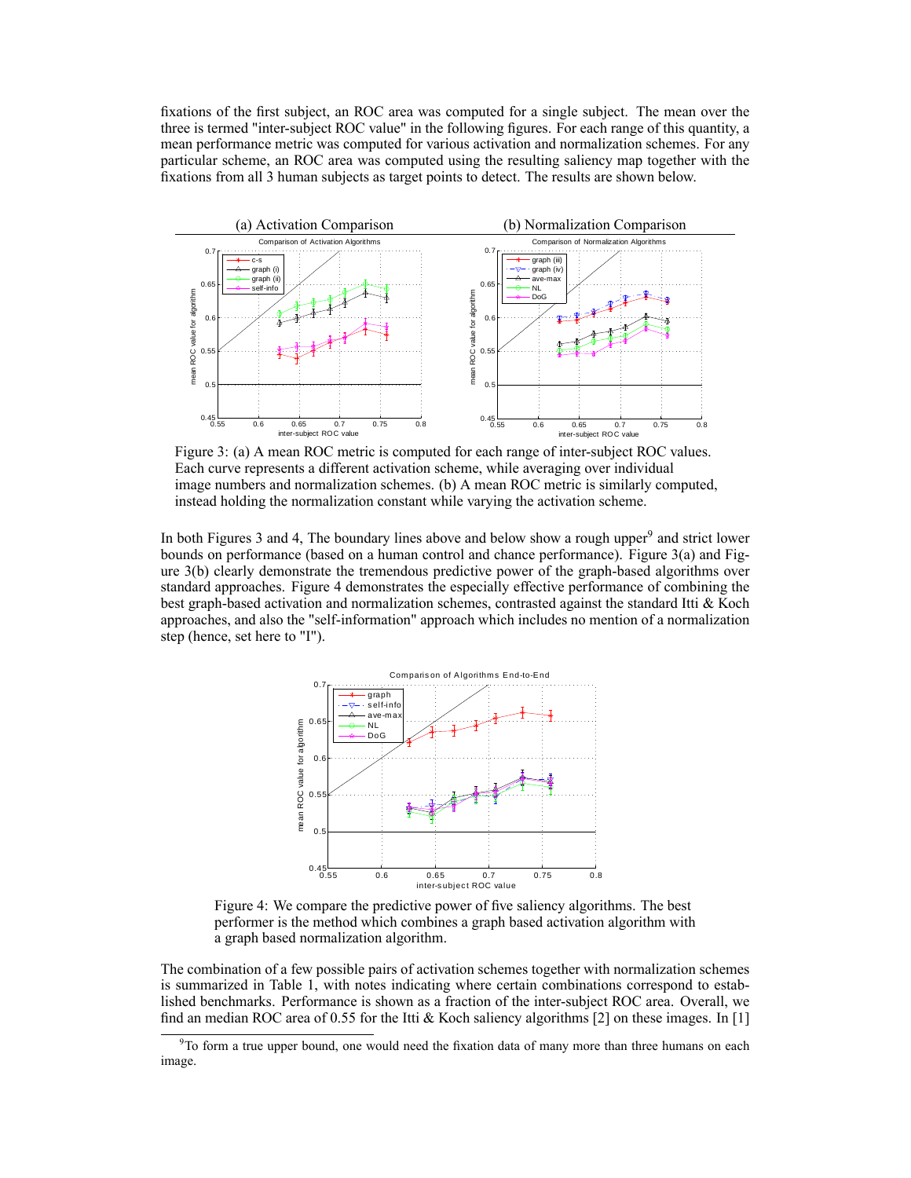fixations of the first subject, an ROC area was computed for a single subject. The mean over the three is termed "inter-subject ROC value" in the following figures. For each range of this quantity, a mean performance metric was computed for various activation and normalization schemes. For any particular scheme, an ROC area was computed using the resulting saliency map together with the fixations from all 3 human subjects as target points to detect. The results are shown below.

(a) Activation Comparison    (b) Normalization Comparison

Figure 3: (a) A mean ROC metric is computed for each range of inter-subject ROC values. Each curve represents a different activation scheme, while averaging over individual image numbers and normalization schemes. (b) A mean ROC metric is similarly computed, instead holding the normalization constant while varying the activation scheme.

In both Figures 3 and 4, The boundary lines above and below show a rough upper[9] and strict lower bounds on performance (based on a human control and chance performance). Figure 3(a) and Figure 3(b) clearly demonstrate the tremendous predictive power of the graph-based algorithms over standard approaches. Figure 4 demonstrates the especially effective performance of combining the best graph-based activation and normalization schemes, contrasted against the standard Itti & Koch approaches, and also the "self-information" approach which includes no mention of a normalization step (hence, set here to "I").

Figure 4: We compare the predictive power of five saliency algorithms. The best performer is the method which combines a graph based activation algorithm with a graph based normalization algorithm.

The combination of a few possible pairs of activation schemes together with normalization schemes is summarized in Table 1, with notes indicating where certain combinations correspond to established benchmarks. Performance is shown as a fraction of the inter-subject ROC area. Overall, we find an median ROC area of 0.55 for the Itti & Koch saliency algorithms [2] on these images. In [1]

[9] To form a true upper bound, one would need the fixation data of many more than three humans on each image.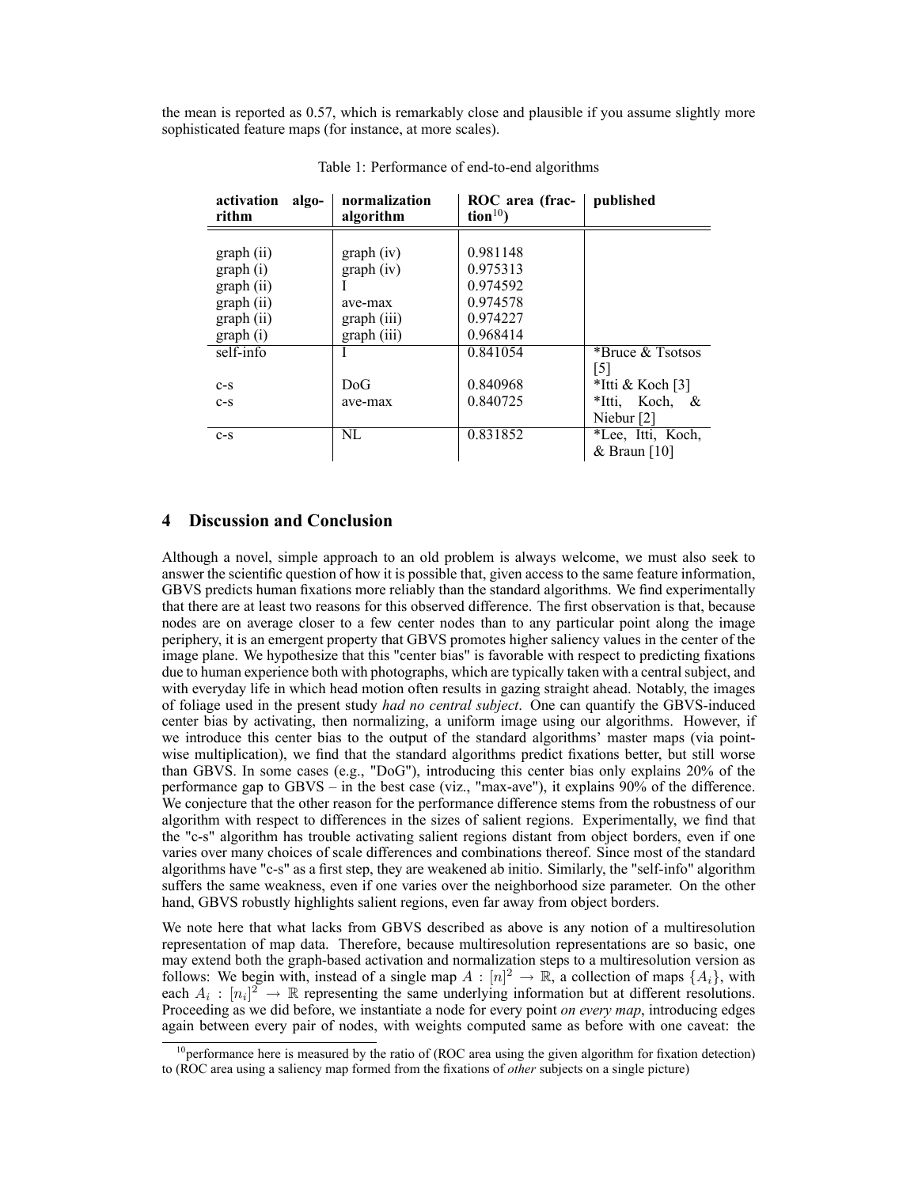the mean is reported as 0.57, which is remarkably close and plausible if you assume slightly more sophisticated feature maps (for instance, at more scales).

Table 1: Performance of end-to-end algorithms

| activation algorithm | normalization algorithm | ROC area (fraction[10]) | published |
|---|---|---|---|
| graph (ii) | graph (iv) | 0.981148 | |
| graph (i) | graph (iv) | 0.975313 | |
| graph (ii) | I | 0.974592 | |
| graph (ii) | ave-max | 0.974578 | |
| graph (ii) | graph (iii) | 0.974227 | |
| graph (i) | graph (iii) | 0.968414 | |
| self-info | I | 0.841054 | *Bruce & Tsotsos [5] |
| c-s | DoG | 0.840968 | *Itti & Koch [3] |
| c-s | ave-max | 0.840725 | *Itti, Koch, & Niebur [2] |
| c-s | NL | 0.831852 | *Lee, Itti, Koch, & Braun [10] |

## 4 Discussion and Conclusion

Although a novel, simple approach to an old problem is always welcome, we must also seek to answer the scientific question of how it is possible that, given access to the same feature information, GBVS predicts human fixations more reliably than the standard algorithms. We find experimentally that there are at least two reasons for this observed difference. The first observation is that, because nodes are on average closer to a few center nodes than to any particular point along the image periphery, it is an emergent property that GBVS promotes higher saliency values in the center of the image plane. We hypothesize that this "center bias" is favorable with respect to predicting fixations due to human experience both with photographs, which are typically taken with a central subject, and with everyday life in which head motion often results in gazing straight ahead. Notably, the images of foliage used in the present study *had no central subject*. One can quantify the GBVS-induced center bias by activating, then normalizing, a uniform image using our algorithms. However, if we introduce this center bias to the output of the standard algorithms' master maps (via point-wise multiplication), we find that the standard algorithms predict fixations better, but still worse than GBVS. In some cases (e.g., "DoG"), introducing this center bias only explains 20% of the performance gap to GBVS – in the best case (viz., "max-ave"), it explains 90% of the difference. We conjecture that the other reason for the performance difference stems from the robustness of our algorithm with respect to differences in the sizes of salient regions. Experimentally, we find that the "c-s" algorithm has trouble activating salient regions distant from object borders, even if one varies over many choices of scale differences and combinations thereof. Since most of the standard algorithms have "c-s" as a first step, they are weakened ab initio. Similarly, the "self-info" algorithm suffers the same weakness, even if one varies over the neighborhood size parameter. On the other hand, GBVS robustly highlights salient regions, even far away from object borders.

We note here that what lacks from GBVS described as above is any notion of a multiresolution representation of map data. Therefore, because multiresolution representations are so basic, one may extend both the graph-based activation and normalization steps to a multiresolution version as follows: We begin with, instead of a single map $A : [n]^2 \to \mathbb{R}$, a collection of maps $\{A_i\}$, with each $A_i : [n_i]^2 \to \mathbb{R}$ representing the same underlying information but at different resolutions. Proceeding as we did before, we instantiate a node for every point *on every map*, introducing edges again between every pair of nodes, with weights computed same as before with one caveat: the

[10] performance here is measured by the ratio of (ROC area using the given algorithm for fixation detection) to (ROC area using a saliency map formed from the fixations of *other* subjects on a single picture)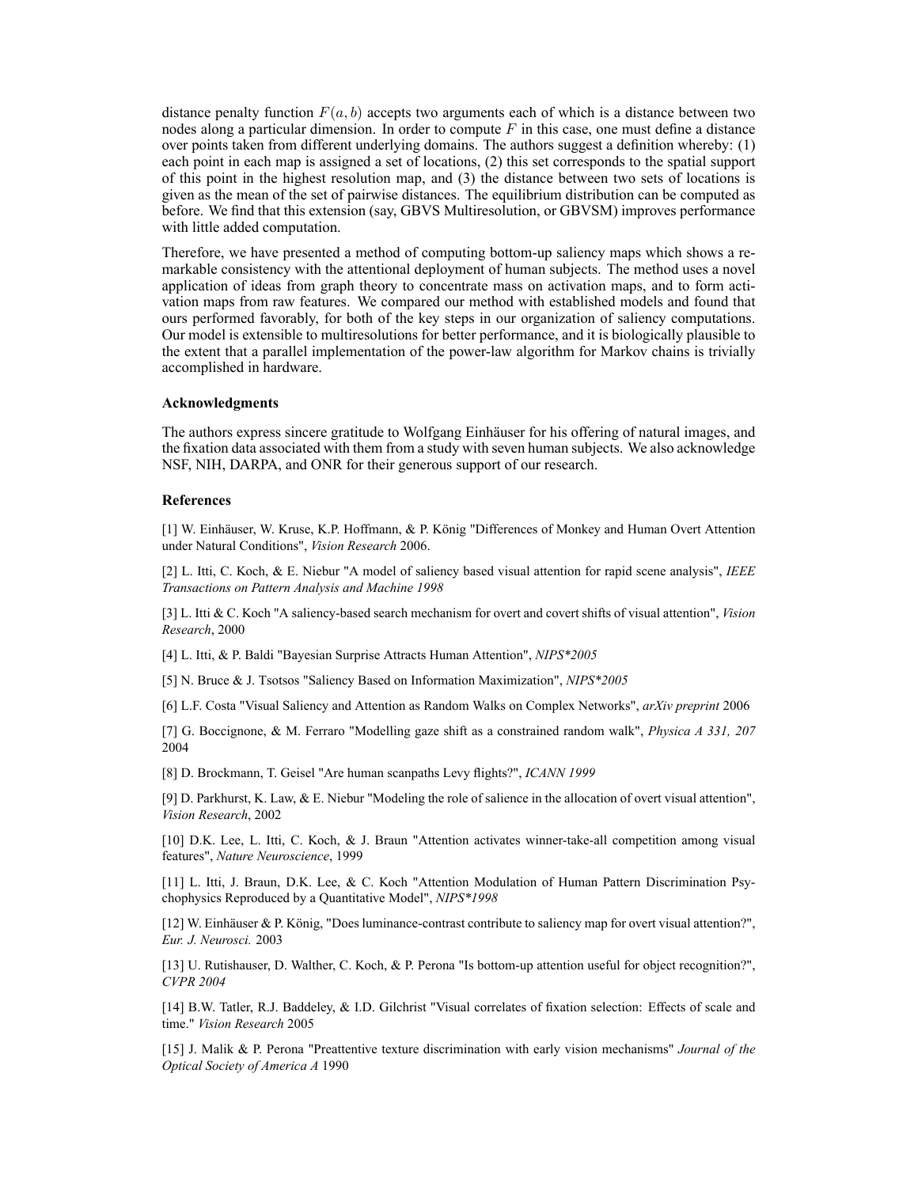distance penalty function $F(a, b)$ accepts two arguments each of which is a distance between two nodes along a particular dimension. In order to compute $F$ in this case, one must define a distance over points taken from different underlying domains. The authors suggest a definition whereby: (1) each point in each map is assigned a set of locations, (2) this set corresponds to the spatial support of this point in the highest resolution map, and (3) the distance between two sets of locations is given as the mean of the set of pairwise distances. The equilibrium distribution can be computed as before. We find that this extension (say, GBVS Multiresolution, or GBVSM) improves performance with little added computation.

Therefore, we have presented a method of computing bottom-up saliency maps which shows a remarkable consistency with the attentional deployment of human subjects. The method uses a novel application of ideas from graph theory to concentrate mass on activation maps, and to form activation maps from raw features. We compared our method with established models and found that ours performed favorably, for both of the key steps in our organization of saliency computations. Our model is extensible to multiresolutions for better performance, and it is biologically plausible to the extent that a parallel implementation of the power-law algorithm for Markov chains is trivially accomplished in hardware.

### Acknowledgments

The authors express sincere gratitude to Wolfgang Einhäuser for his offering of natural images, and the fixation data associated with them from a study with seven human subjects. We also acknowledge NSF, NIH, DARPA, and ONR for their generous support of our research.

### References

[1] W. Einhäuser, W. Kruse, K.P. Hoffmann, & P. König "Differences of Monkey and Human Overt Attention under Natural Conditions", *Vision Research* 2006.

[2] L. Itti, C. Koch, & E. Niebur "A model of saliency based visual attention for rapid scene analysis", *IEEE Transactions on Pattern Analysis and Machine 1998*

[3] L. Itti & C. Koch "A saliency-based search mechanism for overt and covert shifts of visual attention", *Vision Research*, 2000

[4] L. Itti, & P. Baldi "Bayesian Surprise Attracts Human Attention", *NIPS*2005*

[5] N. Bruce & J. Tsotsos "Saliency Based on Information Maximization", *NIPS*2005*

[6] L.F. Costa "Visual Saliency and Attention as Random Walks on Complex Networks", *arXiv preprint* 2006

[7] G. Boccignone, & M. Ferraro "Modelling gaze shift as a constrained random walk", *Physica A 331, 207* 2004

[8] D. Brockmann, T. Geisel "Are human scanpaths Levy flights?", *ICANN 1999*

[9] D. Parkhurst, K. Law, & E. Niebur "Modeling the role of salience in the allocation of overt visual attention", *Vision Research*, 2002

[10] D.K. Lee, L. Itti, C. Koch, & J. Braun "Attention activates winner-take-all competition among visual features", *Nature Neuroscience*, 1999

[11] L. Itti, J. Braun, D.K. Lee, & C. Koch "Attention Modulation of Human Pattern Discrimination Psychophysics Reproduced by a Quantitative Model", *NIPS*1998*

[12] W. Einhäuser & P. König, "Does luminance-contrast contribute to saliency map for overt visual attention?", *Eur. J. Neurosci.* 2003

[13] U. Rutishauser, D. Walther, C. Koch, & P. Perona "Is bottom-up attention useful for object recognition?", *CVPR 2004*

[14] B.W. Tatler, R.J. Baddeley, & I.D. Gilchrist "Visual correlates of fixation selection: Effects of scale and time." *Vision Research* 2005

[15] J. Malik & P. Perona "Preattentive texture discrimination with early vision mechanisms" *Journal of the Optical Society of America A* 1990